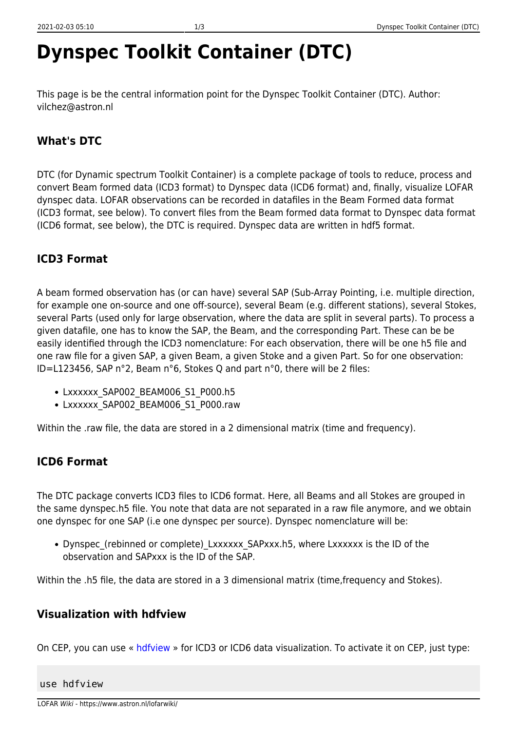# Dynspec Toolkit Container (DTC)

This page is be the central information point for the Dynspec Toolkit Container (DTC). Author: vilchez@astron.nl

### What's DTC

DTC (for Dynamic spectrum Toolkit Container) is a complete package of tools to reduce, process and convert Beam formed data (ICD3 format) to Dynspec data (ICD6 format) and, finally, visualize LOFAR dynspec data. LOFAR observations can be recorded in datafiles in the Beam Formed data format (ICD3 format, see below). To convert files from the Beam formed data format to Dynspec data format (ICD6 format, see below), the DTC is required. Dynspec data are written in hdf5 format.

### ICD3 Format

A beam formed observation has (or can have) several SAP (Sub-Array Pointing, i.e. multiple direction, for example one on-source and one off-source), several Beam (e.g. different stations), several Stokes, several Parts (used only for large observation, where the data are split in several parts). To process a given datafile, one has to know the SAP, the Beam, and the corresponding Part. These can be be easily identified through the ICD3 nomenclature: For each observation, there will be one h5 file and one raw file for a given SAP, a given Beam, a given Stoke and a given Part. So for one observation: ID=L123456, SAP n°2, Beam n°6, Stokes Q and part n°0, there will be 2 files:

- Lxxxxxx_SAP002_BEAM006_S1_P000.h5
- Lxxxxxx_SAP002_BEAM006_S1_P000.raw

Within the .raw file, the data are stored in a 2 dimensional matrix (time and frequency).

### ICD6 Format

The DTC package converts ICD3 files to ICD6 format. Here, all Beams and all Stokes are grouped in the same dynspec.h5 file. You note that data are not separated in a raw file anymore, and we obtain one dynspec for one SAP (i.e one dynspec per source). Dynspec nomenclature will be:

- Dynspec_(rebinned or complete)_Lxxxxxx_SAPxxx.h5, where Lxxxxxx is the ID of the observation and SAPxxx is the ID of the SAP.

Within the .h5 file, the data are stored in a 3 dimensional matrix (time,frequency and Stokes).

### Visualization with hdfview

On CEP, you can use « hdfview » for ICD3 or ICD6 data visualization. To activate it on CEP, just type:

```
use hdfview
```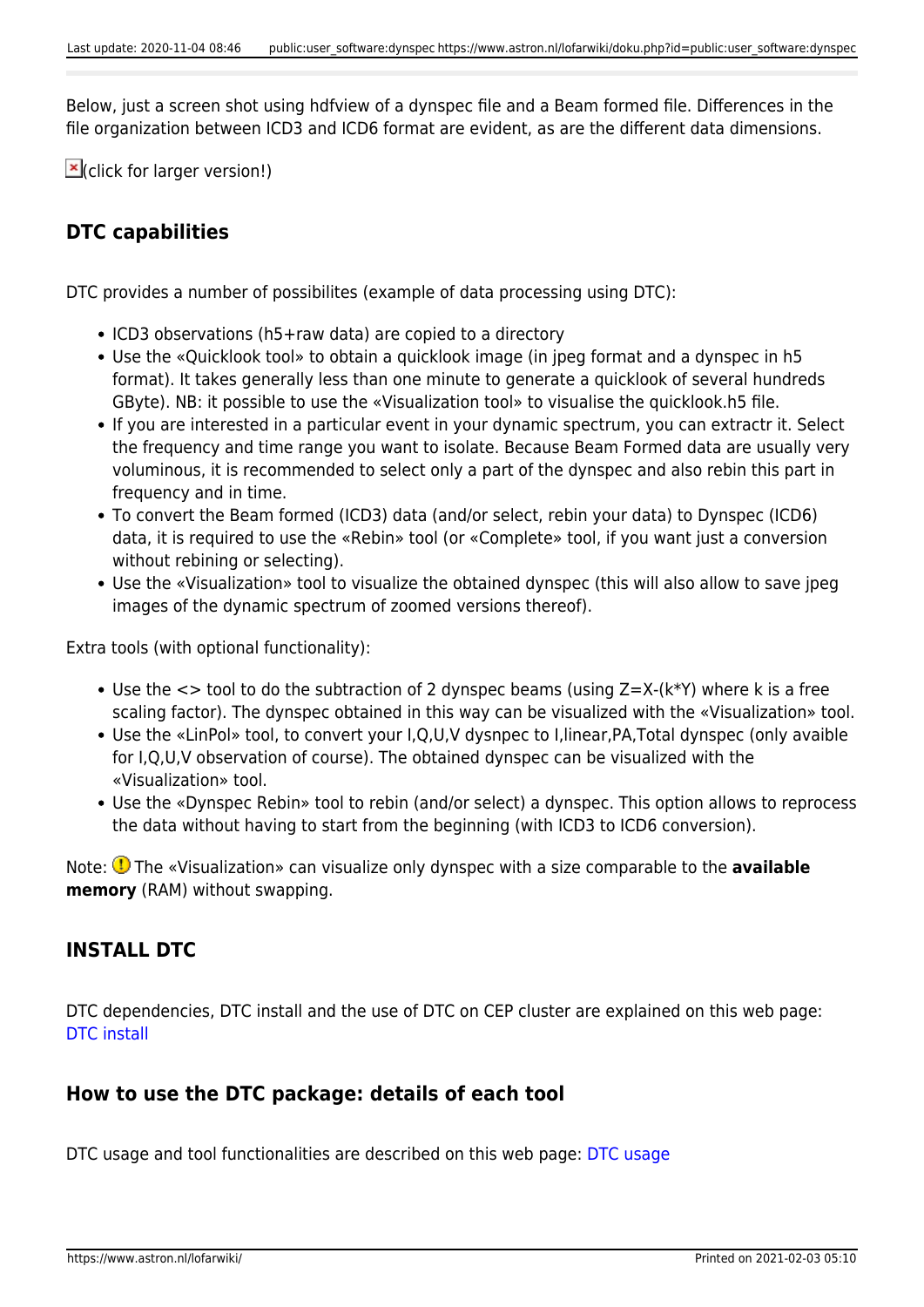Below, just a screen shot using hdfview of a dynspec file and a Beam formed file. Differences in the file organization between ICD3 and ICD6 format are evident, as are the different data dimensions.

(click for larger version!)

### DTC capabilities

DTC provides a number of possibilites (example of data processing using DTC):

- ICD3 observations (h5+raw data) are copied to a directory
- Use the «Quicklook tool» to obtain a quicklook image (in jpeg format and a dynspec in h5 format). It takes generally less than one minute to generate a quicklook of several hundreds GByte). NB: it possible to use the «Visualization tool» to visualise the quicklook.h5 file.
- If you are interested in a particular event in your dynamic spectrum, you can extractr it. Select the frequency and time range you want to isolate. Because Beam Formed data are usually very voluminous, it is recommended to select only a part of the dynspec and also rebin this part in frequency and in time.
- To convert the Beam formed (ICD3) data (and/or select, rebin your data) to Dynspec (ICD6) data, it is required to use the «Rebin» tool (or «Complete» tool, if you want just a conversion without rebining or selecting).
- Use the «Visualization» tool to visualize the obtained dynspec (this will also allow to save jpeg images of the dynamic spectrum of zoomed versions thereof).

Extra tools (with optional functionality):

- Use the <> tool to do the subtraction of 2 dynspec beams (using Z=X-(k*Y) where k is a free scaling factor). The dynspec obtained in this way can be visualized with the «Visualization» tool.
- Use the «LinPol» tool, to convert your I,Q,U,V dysnpec to I,linear,PA,Total dynspec (only avaible for I,Q,U,V observation of course). The obtained dynspec can be visualized with the «Visualization» tool.
- Use the «Dynspec Rebin» tool to rebin (and/or select) a dynspec. This option allows to reprocess the data without having to start from the beginning (with ICD3 to ICD6 conversion).

Note: The «Visualization» can visualize only dynspec with a size comparable to the **available memory** (RAM) without swapping.

### INSTALL DTC

DTC dependencies, DTC install and the use of DTC on CEP cluster are explained on this web page: DTC install

### How to use the DTC package: details of each tool

DTC usage and tool functionalities are described on this web page: DTC usage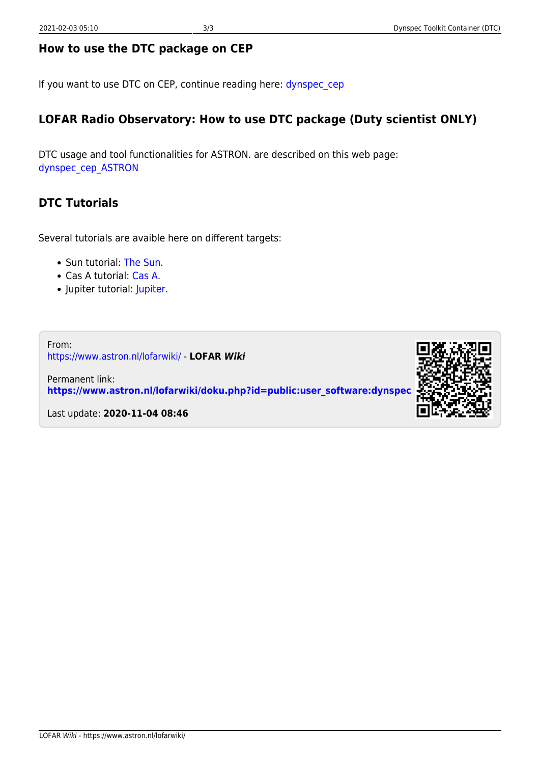### How to use the DTC package on CEP

If you want to use DTC on CEP, continue reading here: dynspec_cep

### LOFAR Radio Observatory: How to use DTC package (Duty scientist ONLY)

DTC usage and tool functionalities for ASTRON. are described on this web page: dynspec_cep_ASTRON

### DTC Tutorials

Several tutorials are avaible here on different targets:

- Sun tutorial: The Sun.
- Cas A tutorial: Cas A.
- Jupiter tutorial: Jupiter.

From:
https://www.astron.nl/lofarwiki/ - **LOFAR *Wiki***

Permanent link:
**https://www.astron.nl/lofarwiki/doku.php?id=public:user_software:dynspec**

Last update: **2020-11-04 08:46**